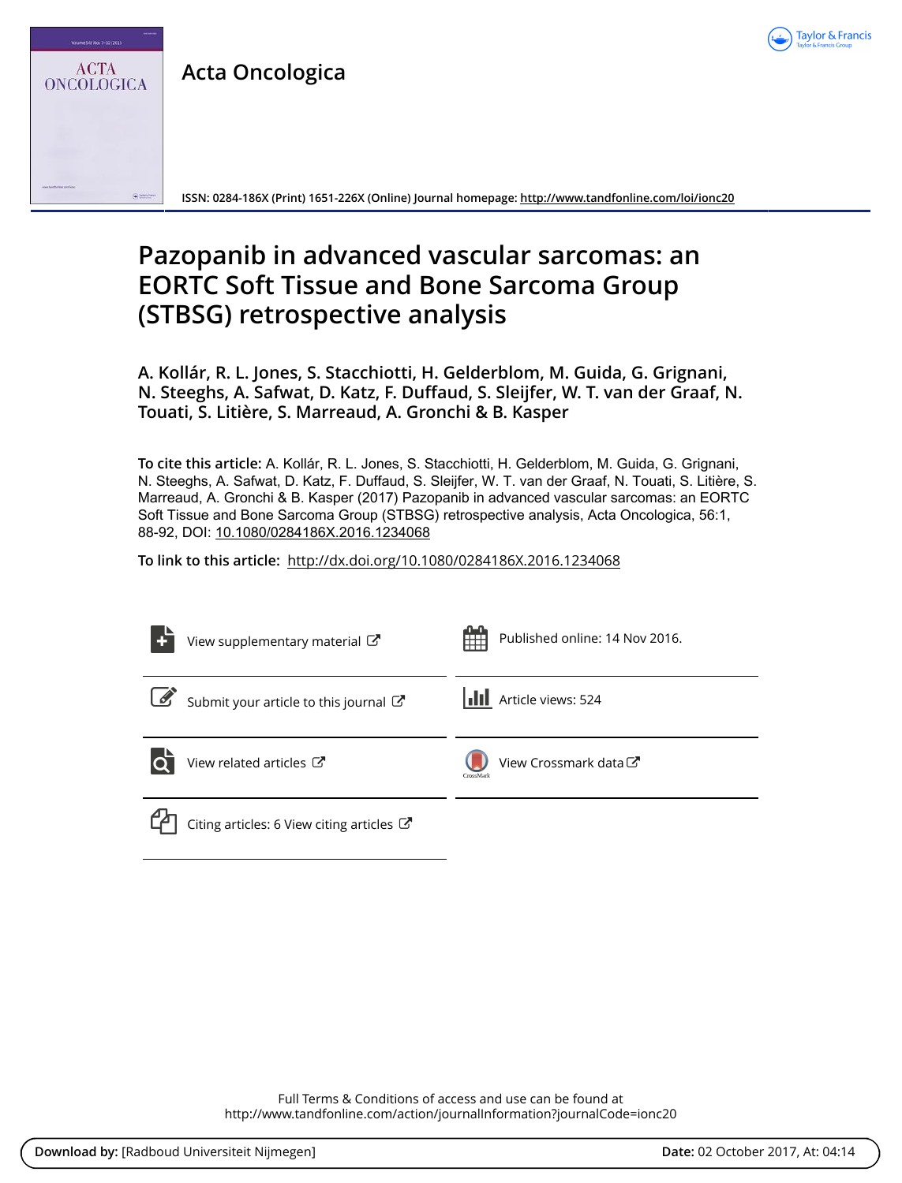Acta Oncologica

ISSN: 0284-186X (Print) 1651-226X (Online) Journal homepage: http://www.tandfonline.com/loi/ionc20

# Pazopanib in advanced vascular sarcomas: an EORTC Soft Tissue and Bone Sarcoma Group (STBSG) retrospective analysis

**A. Kollár, R. L. Jones, S. Stacchiotti, H. Gelderblom, M. Guida, G. Grignani, N. Steeghs, A. Safwat, D. Katz, F. Duffaud, S. Sleijfer, W. T. van der Graaf, N. Touati, S. Litière, S. Marreaud, A. Gronchi & B. Kasper**

**To cite this article:** A. Kollár, R. L. Jones, S. Stacchiotti, H. Gelderblom, M. Guida, G. Grignani, N. Steeghs, A. Safwat, D. Katz, F. Duffaud, S. Sleijfer, W. T. van der Graaf, N. Touati, S. Litière, S. Marreaud, A. Gronchi & B. Kasper (2017) Pazopanib in advanced vascular sarcomas: an EORTC Soft Tissue and Bone Sarcoma Group (STBSG) retrospective analysis, Acta Oncologica, 56:1, 88-92, DOI: 10.1080/0284186X.2016.1234068

**To link to this article:** http://dx.doi.org/10.1080/0284186X.2016.1234068

View supplementary material

Published online: 14 Nov 2016.

Submit your article to this journal

Article views: 524

View related articles

View Crossmark data

Citing articles: 6 View citing articles

Full Terms & Conditions of access and use can be found at
http://www.tandfonline.com/action/journalInformation?journalCode=ionc20

**Download by:** [Radboud Universiteit Nijmegen] **Date:** 02 October 2017, At: 04:14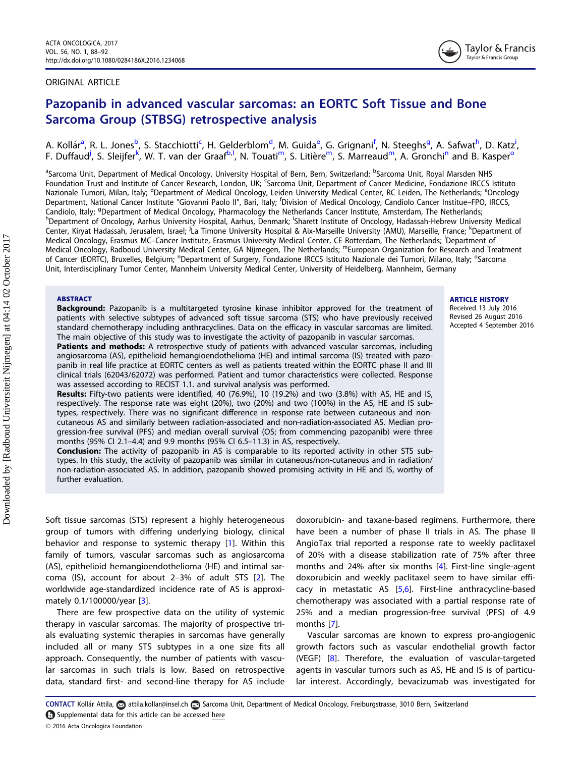ORIGINAL ARTICLE

# Pazopanib in advanced vascular sarcomas: an EORTC Soft Tissue and Bone Sarcoma Group (STBSG) retrospective analysis

A. Kollár[a], R. L. Jones[b], S. Stacchiotti[c], H. Gelderblom[d], M. Guida[e], G. Grignani[f], N. Steeghs[g], A. Safwat[h], D. Katz[i], F. Duffaud[j], S. Sleijfer[k], W. T. van der Graaf[b,l], N. Touati[m], S. Litière[m], S. Marreaud[m], A. Gronchi[n] and B. Kasper[o]

[a]Sarcoma Unit, Department of Medical Oncology, University Hospital of Bern, Bern, Switzerland; [b]Sarcoma Unit, Royal Marsden NHS Foundation Trust and Institute of Cancer Research, London, UK; [c]Sarcoma Unit, Department of Cancer Medicine, Fondazione IRCCS Istituto Nazionale Tumori, Milan, Italy; [d]Department of Medical Oncology, Leiden University Medical Center, RC Leiden, The Netherlands; [e]Oncology Department, National Cancer Institute "Giovanni Paolo II", Bari, Italy; [f]Division of Medical Oncology, Candiolo Cancer Institue–FPO, IRCCS, Candiolo, Italy; [g]Department of Medical Oncology, Pharmacology the Netherlands Cancer Institute, Amsterdam, The Netherlands; [h]Department of Oncology, Aarhus University Hospital, Aarhus, Denmark; [i]Sharett Institute of Oncology, Hadassah-Hebrew University Medical Center, Kiryat Hadassah, Jerusalem, Israel; [j]La Timone University Hospital & Aix-Marseille University (AMU), Marseille, France; [k]Department of Medical Oncology, Erasmus MC–Cancer Institute, Erasmus University Medical Center, CE Rotterdam, The Netherlands; [l]Department of Medical Oncology, Radboud University Medical Center, GA Nijmegen, The Netherlands; [m]European Organization for Research and Treatment of Cancer (EORTC), Bruxelles, Belgium; [n]Department of Surgery, Fondazione IRCCS Istituto Nazionale dei Tumori, Milano, Italy; [o]Sarcoma Unit, Interdisciplinary Tumor Center, Mannheim University Medical Center, University of Heidelberg, Mannheim, Germany

## ABSTRACT

**Background:** Pazopanib is a multitargeted tyrosine kinase inhibitor approved for the treatment of patients with selective subtypes of advanced soft tissue sarcoma (STS) who have previously received standard chemotherapy including anthracyclines. Data on the efficacy in vascular sarcomas are limited. The main objective of this study was to investigate the activity of pazopanib in vascular sarcomas.

**Patients and methods:** A retrospective study of patients with advanced vascular sarcomas, including angiosarcoma (AS), epithelioid hemangioendothelioma (HE) and intimal sarcoma (IS) treated with pazopanib in real life practice at EORTC centers as well as patients treated within the EORTC phase II and III clinical trials (62043/62072) was performed. Patient and tumor characteristics were collected. Response was assessed according to RECIST 1.1. and survival analysis was performed.

**Results:** Fifty-two patients were identified, 40 (76.9%), 10 (19.2%) and two (3.8%) with AS, HE and IS, respectively. The response rate was eight (20%), two (20%) and two (100%) in the AS, HE and IS subtypes, respectively. There was no significant difference in response rate between cutaneous and non-cutaneous AS and similarly between radiation-associated and non-radiation-associated AS. Median progression-free survival (PFS) and median overall survival (OS; from commencing pazopanib) were three months (95% CI 2.1–4.4) and 9.9 months (95% CI 6.5–11.3) in AS, respectively.

**Conclusion:** The activity of pazopanib in AS is comparable to its reported activity in other STS subtypes. In this study, the activity of pazopanib was similar in cutaneous/non-cutaneous and in radiation/non-radiation-associated AS. In addition, pazopanib showed promising activity in HE and IS, worthy of further evaluation.

**ARTICLE HISTORY**
Received 13 July 2016
Revised 26 August 2016
Accepted 4 September 2016

Soft tissue sarcomas (STS) represent a highly heterogeneous group of tumors with differing underlying biology, clinical behavior and response to systemic therapy [1]. Within this family of tumors, vascular sarcomas such as angiosarcoma (AS), epithelioid hemangioendothelioma (HE) and intimal sarcoma (IS), account for about 2–3% of adult STS [2]. The worldwide age-standardized incidence rate of AS is approximately 0.1/100000/year [3].

There are few prospective data on the utility of systemic therapy in vascular sarcomas. The majority of prospective trials evaluating systemic therapies in sarcomas have generally included all or many STS subtypes in a one size fits all approach. Consequently, the number of patients with vascular sarcomas in such trials is low. Based on retrospective data, standard first- and second-line therapy for AS include doxorubicin- and taxane-based regimens. Furthermore, there have been a number of phase II trials in AS. The phase II AngioTax trial reported a response rate to weekly paclitaxel of 20% with a disease stabilization rate of 75% after three months and 24% after six months [4]. First-line single-agent doxorubicin and weekly paclitaxel seem to have similar efficacy in metastatic AS [5,6]. First-line anthracycline-based chemotherapy was associated with a partial response rate of 25% and a median progression-free survival (PFS) of 4.9 months [7].

Vascular sarcomas are known to express pro-angiogenic growth factors such as vascular endothelial growth factor (VEGF) [8]. Therefore, the evaluation of vascular-targeted agents in vascular tumors such as AS, HE and IS is of particular interest. Accordingly, bevacizumab was investigated for

CONTACT Kollár Attila, attila.kollar@insel.ch Sarcoma Unit, Department of Medical Oncology, Freiburgstrasse, 3010 Bern, Switzerland
Supplemental data for this article can be accessed here

© 2016 Acta Oncologica Foundation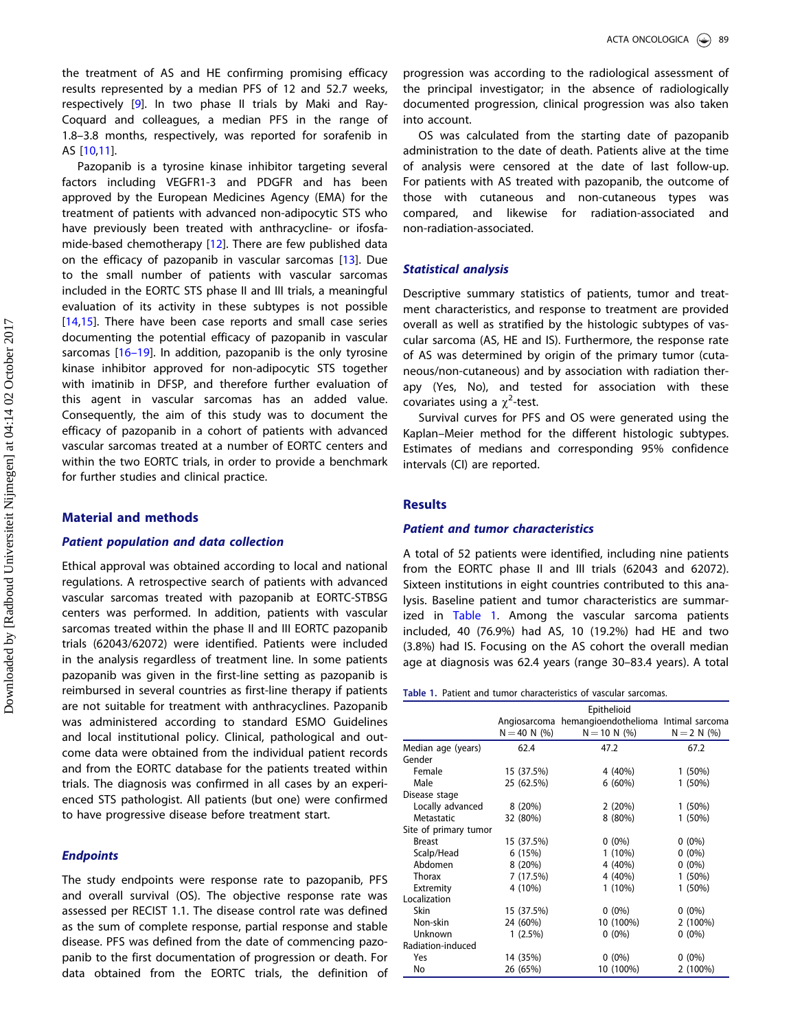the treatment of AS and HE confirming promising efficacy results represented by a median PFS of 12 and 52.7 weeks, respectively [9]. In two phase II trials by Maki and Ray-Coquard and colleagues, a median PFS in the range of 1.8–3.8 months, respectively, was reported for sorafenib in AS [10,11].

Pazopanib is a tyrosine kinase inhibitor targeting several factors including VEGFR1-3 and PDGFR and has been approved by the European Medicines Agency (EMA) for the treatment of patients with advanced non-adipocytic STS who have previously been treated with anthracycline- or ifosfamide-based chemotherapy [12]. There are few published data on the efficacy of pazopanib in vascular sarcomas [13]. Due to the small number of patients with vascular sarcomas included in the EORTC STS phase II and III trials, a meaningful evaluation of its activity in these subtypes is not possible [14,15]. There have been case reports and small case series documenting the potential efficacy of pazopanib in vascular sarcomas [16–19]. In addition, pazopanib is the only tyrosine kinase inhibitor approved for non-adipocytic STS together with imatinib in DFSP, and therefore further evaluation of this agent in vascular sarcomas has an added value. Consequently, the aim of this study was to document the efficacy of pazopanib in a cohort of patients with advanced vascular sarcomas treated at a number of EORTC centers and within the two EORTC trials, in order to provide a benchmark for further studies and clinical practice.

## Material and methods

### Patient population and data collection

Ethical approval was obtained according to local and national regulations. A retrospective search of patients with advanced vascular sarcomas treated with pazopanib at EORTC-STBSG centers was performed. In addition, patients with vascular sarcomas treated within the phase II and III EORTC pazopanib trials (62043/62072) were identified. Patients were included in the analysis regardless of treatment line. In some patients pazopanib was given in the first-line setting as pazopanib is reimbursed in several countries as first-line therapy if patients are not suitable for treatment with anthracyclines. Pazopanib was administered according to standard ESMO Guidelines and local institutional policy. Clinical, pathological and outcome data were obtained from the individual patient records and from the EORTC database for the patients treated within trials. The diagnosis was confirmed in all cases by an experienced STS pathologist. All patients (but one) were confirmed to have progressive disease before treatment start.

### Endpoints

The study endpoints were response rate to pazopanib, PFS and overall survival (OS). The objective response rate was assessed per RECIST 1.1. The disease control rate was defined as the sum of complete response, partial response and stable disease. PFS was defined from the date of commencing pazopanib to the first documentation of progression or death. For data obtained from the EORTC trials, the definition of progression was according to the radiological assessment of the principal investigator; in the absence of radiologically documented progression, clinical progression was also taken into account.

OS was calculated from the starting date of pazopanib administration to the date of death. Patients alive at the time of analysis were censored at the date of last follow-up. For patients with AS treated with pazopanib, the outcome of those with cutaneous and non-cutaneous types was compared, and likewise for radiation-associated and non-radiation-associated.

### Statistical analysis

Descriptive summary statistics of patients, tumor and treatment characteristics, and response to treatment are provided overall as well as stratified by the histologic subtypes of vascular sarcoma (AS, HE and IS). Furthermore, the response rate of AS was determined by origin of the primary tumor (cutaneous/non-cutaneous) and by association with radiation therapy (Yes, No), and tested for association with these covariates using a $\chi^2$-test.

Survival curves for PFS and OS were generated using the Kaplan–Meier method for the different histologic subtypes. Estimates of medians and corresponding 95% confidence intervals (CI) are reported.

## Results

### Patient and tumor characteristics

A total of 52 patients were identified, including nine patients from the EORTC phase II and III trials (62043 and 62072). Sixteen institutions in eight countries contributed to this analysis. Baseline patient and tumor characteristics are summarized in Table 1. Among the vascular sarcoma patients included, 40 (76.9%) had AS, 10 (19.2%) had HE and two (3.8%) had IS. Focusing on the AS cohort the overall median age at diagnosis was 62.4 years (range 30–83.4 years). A total

Table 1. Patient and tumor characteristics of vascular sarcomas.

| | Angiosarcoma N = 40 N (%) | Epithelioid hemangioendothelioma N = 10 N (%) | Intimal sarcoma N = 2 N (%) |
|---|---|---|---|
| Median age (years) | 62.4 | 47.2 | 67.2 |
| Gender | | | |
| Female | 15 (37.5%) | 4 (40%) | 1 (50%) |
| Male | 25 (62.5%) | 6 (60%) | 1 (50%) |
| Disease stage | | | |
| Locally advanced | 8 (20%) | 2 (20%) | 1 (50%) |
| Metastatic | 32 (80%) | 8 (80%) | 1 (50%) |
| Site of primary tumor | | | |
| Breast | 15 (37.5%) | 0 (0%) | 0 (0%) |
| Scalp/Head | 6 (15%) | 1 (10%) | 0 (0%) |
| Abdomen | 8 (20%) | 4 (40%) | 0 (0%) |
| Thorax | 7 (17.5%) | 4 (40%) | 1 (50%) |
| Extremity | 4 (10%) | 1 (10%) | 1 (50%) |
| Localization | | | |
| Skin | 15 (37.5%) | 0 (0%) | 0 (0%) |
| Non-skin | 24 (60%) | 10 (100%) | 2 (100%) |
| Unknown | 1 (2.5%) | 0 (0%) | 0 (0%) |
| Radiation-induced | | | |
| Yes | 14 (35%) | 0 (0%) | 0 (0%) |
| No | 26 (65%) | 10 (100%) | 2 (100%) |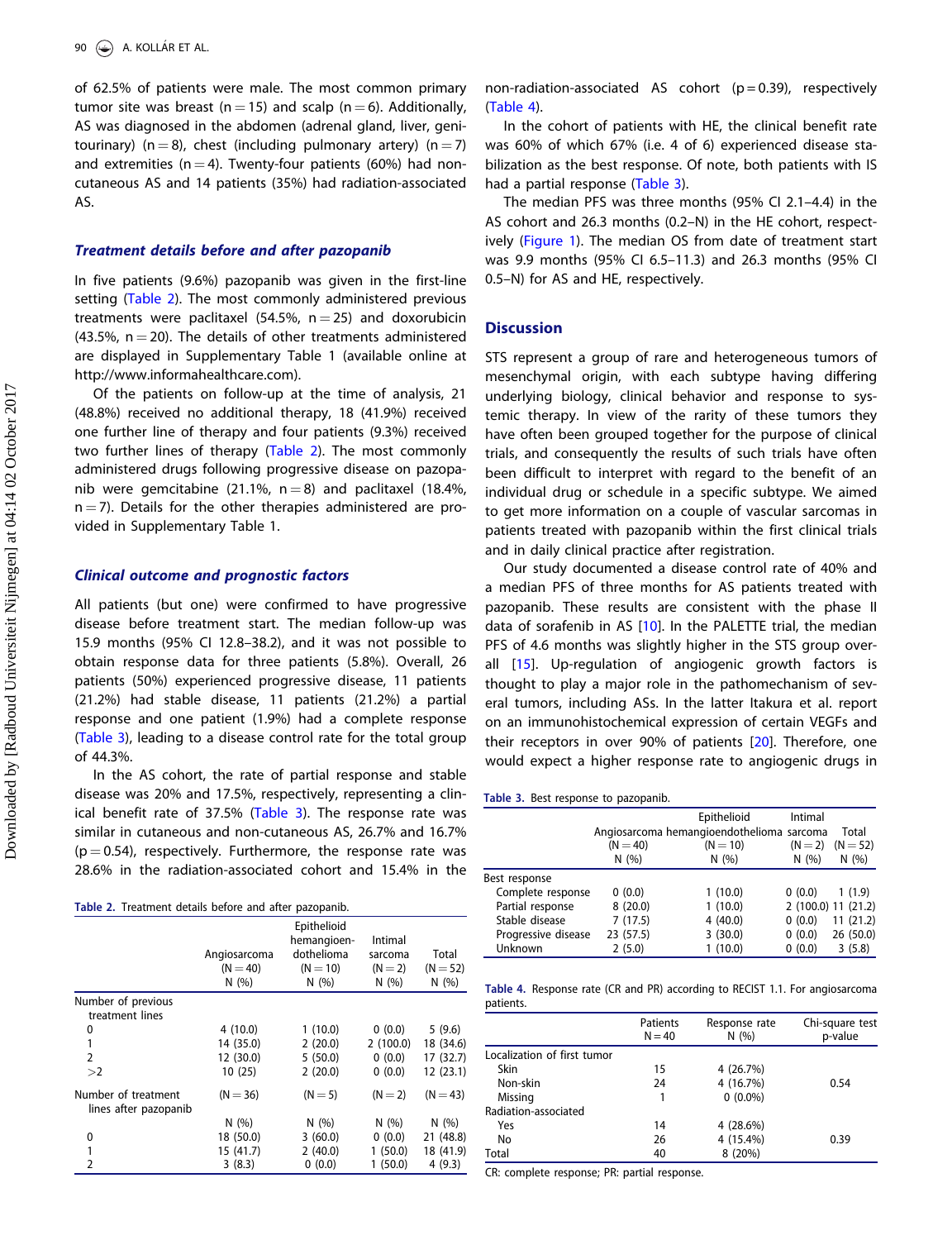of 62.5% of patients were male. The most common primary tumor site was breast (n = 15) and scalp (n = 6). Additionally, AS was diagnosed in the abdomen (adrenal gland, liver, genitourinary) (n = 8), chest (including pulmonary artery) (n = 7) and extremities (n = 4). Twenty-four patients (60%) had non-cutaneous AS and 14 patients (35%) had radiation-associated AS.

### Treatment details before and after pazopanib

In five patients (9.6%) pazopanib was given in the first-line setting (Table 2). The most commonly administered previous treatments were paclitaxel (54.5%, n = 25) and doxorubicin (43.5%, n = 20). The details of other treatments administered are displayed in Supplementary Table 1 (available online at http://www.informahealthcare.com).

Of the patients on follow-up at the time of analysis, 21 (48.8%) received no additional therapy, 18 (41.9%) received one further line of therapy and four patients (9.3%) received two further lines of therapy (Table 2). The most commonly administered drugs following progressive disease on pazopanib were gemcitabine (21.1%, n = 8) and paclitaxel (18.4%, n = 7). Details for the other therapies administered are provided in Supplementary Table 1.

### Clinical outcome and prognostic factors

All patients (but one) were confirmed to have progressive disease before treatment start. The median follow-up was 15.9 months (95% CI 12.8–38.2), and it was not possible to obtain response data for three patients (5.8%). Overall, 26 patients (50%) experienced progressive disease, 11 patients (21.2%) had stable disease, 11 patients (21.2%) a partial response and one patient (1.9%) had a complete response (Table 3), leading to a disease control rate for the total group of 44.3%.

In the AS cohort, the rate of partial response and stable disease was 20% and 17.5%, respectively, representing a clinical benefit rate of 37.5% (Table 3). The response rate was similar in cutaneous and non-cutaneous AS, 26.7% and 16.7% ($p = 0.54$), respectively. Furthermore, the response rate was 28.6% in the radiation-associated cohort and 15.4% in the non-radiation-associated AS cohort ($p = 0.39$), respectively (Table 4).

In the cohort of patients with HE, the clinical benefit rate was 60% of which 67% (i.e. 4 of 6) experienced disease stabilization as the best response. Of note, both patients with IS had a partial response (Table 3).

The median PFS was three months (95% CI 2.1–4.4) in the AS cohort and 26.3 months (0.2–N) in the HE cohort, respectively (Figure 1). The median OS from date of treatment start was 9.9 months (95% CI 6.5–11.3) and 26.3 months (95% CI 0.5–N) for AS and HE, respectively.

Table 2. Treatment details before and after pazopanib.

| | Angiosarcoma (N = 40) N (%) | Epithelioid hemangioendothelioma (N = 10) N (%) | Intimal sarcoma (N = 2) N (%) | Total (N = 52) N (%) |
|---|---|---|---|---|
| Number of previous treatment lines | | | | |
| 0 | 4 (10.0) | 1 (10.0) | 0 (0.0) | 5 (9.6) |
| 1 | 14 (35.0) | 2 (20.0) | 2 (100.0) | 18 (34.6) |
| 2 | 12 (30.0) | 5 (50.0) | 0 (0.0) | 17 (32.7) |
| >2 | 10 (25) | 2 (20.0) | 0 (0.0) | 12 (23.1) |
| Number of treatment lines after pazopanib | (N = 36) | (N = 5) | (N = 2) | (N = 43) |
| | N (%) | N (%) | N (%) | N (%) |
| 0 | 18 (50.0) | 3 (60.0) | 0 (0.0) | 21 (48.8) |
| 1 | 15 (41.7) | 2 (40.0) | 1 (50.0) | 18 (41.9) |
| 2 | 3 (8.3) | 0 (0.0) | 1 (50.0) | 4 (9.3) |

## Discussion

STS represent a group of rare and heterogeneous tumors of mesenchymal origin, with each subtype having differing underlying biology, clinical behavior and response to systemic therapy. In view of the rarity of these tumors they have often been grouped together for the purpose of clinical trials, and consequently the results of such trials have often been difficult to interpret with regard to the benefit of an individual drug or schedule in a specific subtype. We aimed to get more information on a couple of vascular sarcomas in patients treated with pazopanib within the first clinical trials and in daily clinical practice after registration.

Our study documented a disease control rate of 40% and a median PFS of three months for AS patients treated with pazopanib. These results are consistent with the phase II data of sorafenib in AS [10]. In the PALETTE trial, the median PFS of 4.6 months was slightly higher in the STS group overall [15]. Up-regulation of angiogenic growth factors is thought to play a major role in the pathomechanism of several tumors, including ASs. In the latter Itakura et al. report on an immunohistochemical expression of certain VEGFs and their receptors in over 90% of patients [20]. Therefore, one would expect a higher response rate to angiogenic drugs in

Table 3. Best response to pazopanib.

| | Angiosarcoma (N = 40) N (%) | Epithelioid hemangioendothelioma (N = 10) N (%) | Intimal sarcoma (N = 2) N (%) | Total (N = 52) N (%) |
|---|---|---|---|---|
| Best response | | | | |
| Complete response | 0 (0.0) | 1 (10.0) | 0 (0.0) | 1 (1.9) |
| Partial response | 8 (20.0) | 1 (10.0) | 2 (100.0) | 11 (21.2) |
| Stable disease | 7 (17.5) | 4 (40.0) | 0 (0.0) | 11 (21.2) |
| Progressive disease | 23 (57.5) | 3 (30.0) | 0 (0.0) | 26 (50.0) |
| Unknown | 2 (5.0) | 1 (10.0) | 0 (0.0) | 3 (5.8) |

Table 4. Response rate (CR and PR) according to RECIST 1.1. For angiosarcoma patients.

| | Patients N = 40 | Response rate N (%) | Chi-square test p-value |
|---|---|---|---|
| Localization of first tumor | | | |
| Skin | 15 | 4 (26.7%) | |
| Non-skin | 24 | 4 (16.7%) | 0.54 |
| Missing | 1 | 0 (0.0%) | |
| Radiation-associated | | | |
| Yes | 14 | 4 (28.6%) | |
| No | 26 | 4 (15.4%) | 0.39 |
| Total | 40 | 8 (20%) | |

CR: complete response; PR: partial response.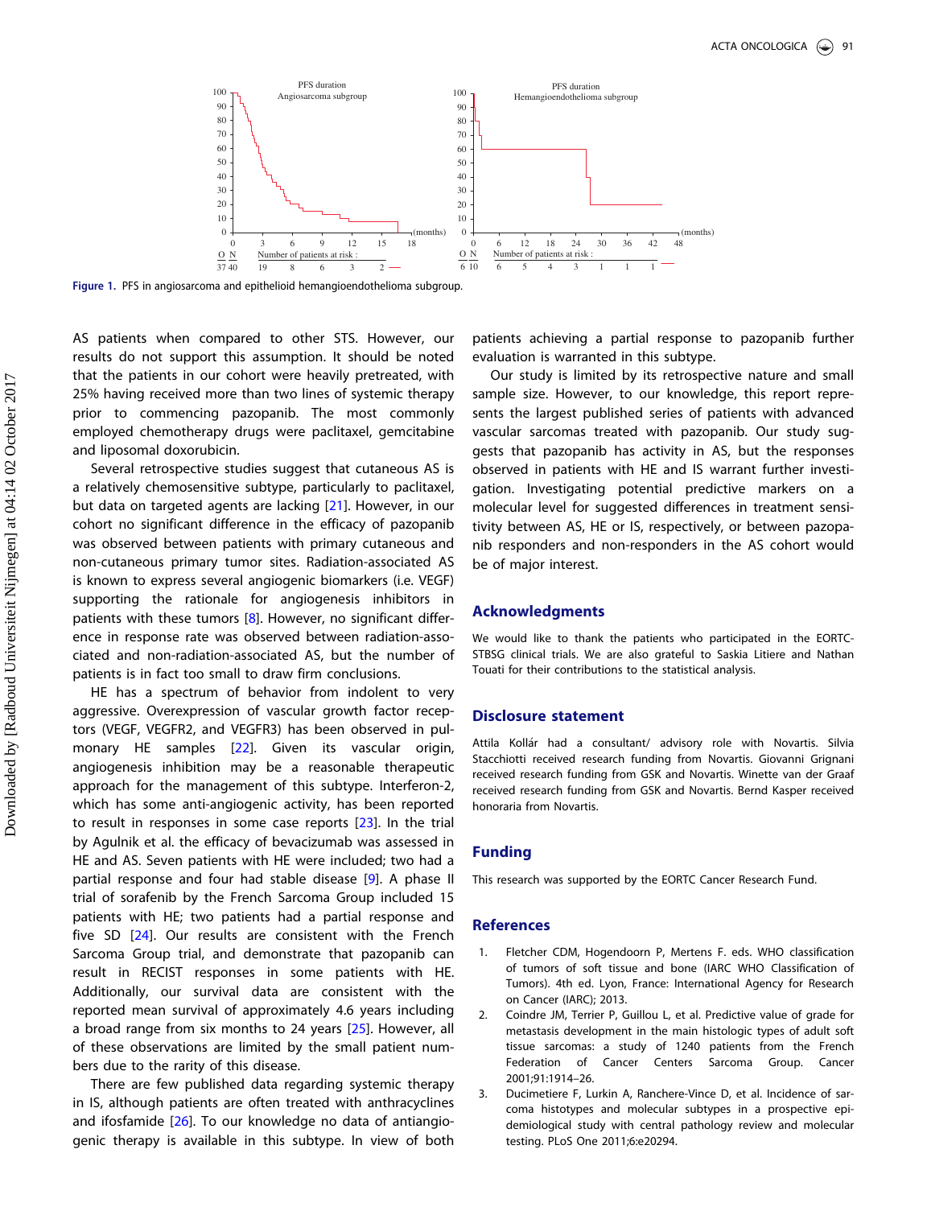Figure 1. PFS in angiosarcoma and epithelioid hemangioendothelioma subgroup.

AS patients when compared to other STS. However, our results do not support this assumption. It should be noted that the patients in our cohort were heavily pretreated, with 25% having received more than two lines of systemic therapy prior to commencing pazopanib. The most commonly employed chemotherapy drugs were paclitaxel, gemcitabine and liposomal doxorubicin.

Several retrospective studies suggest that cutaneous AS is a relatively chemosensitive subtype, particularly to paclitaxel, but data on targeted agents are lacking [21]. However, in our cohort no significant difference in the efficacy of pazopanib was observed between patients with primary cutaneous and non-cutaneous primary tumor sites. Radiation-associated AS is known to express several angiogenic biomarkers (i.e. VEGF) supporting the rationale for angiogenesis inhibitors in patients with these tumors [8]. However, no significant difference in response rate was observed between radiation-associated and non-radiation-associated AS, but the number of patients is in fact too small to draw firm conclusions.

HE has a spectrum of behavior from indolent to very aggressive. Overexpression of vascular growth factor receptors (VEGF, VEGFR2, and VEGFR3) has been observed in pulmonary HE samples [22]. Given its vascular origin, angiogenesis inhibition may be a reasonable therapeutic approach for the management of this subtype. Interferon-2, which has some anti-angiogenic activity, has been reported to result in responses in some case reports [23]. In the trial by Agulnik et al. the efficacy of bevacizumab was assessed in HE and AS. Seven patients with HE were included; two had a partial response and four had stable disease [9]. A phase II trial of sorafenib by the French Sarcoma Group included 15 patients with HE; two patients had a partial response and five SD [24]. Our results are consistent with the French Sarcoma Group trial, and demonstrate that pazopanib can result in RECIST responses in some patients with HE. Additionally, our survival data are consistent with the reported mean survival of approximately 4.6 years including a broad range from six months to 24 years [25]. However, all of these observations are limited by the small patient numbers due to the rarity of this disease.

There are few published data regarding systemic therapy in IS, although patients are often treated with anthracyclines and ifosfamide [26]. To our knowledge no data of antiangiogenic therapy is available in this subtype. In view of both patients achieving a partial response to pazopanib further evaluation is warranted in this subtype.

Our study is limited by its retrospective nature and small sample size. However, to our knowledge, this report represents the largest published series of patients with advanced vascular sarcomas treated with pazopanib. Our study suggests that pazopanib has activity in AS, but the responses observed in patients with HE and IS warrant further investigation. Investigating potential predictive markers on a molecular level for suggested differences in treatment sensitivity between AS, HE or IS, respectively, or between pazopanib responders and non-responders in the AS cohort would be of major interest.

## Acknowledgments

We would like to thank the patients who participated in the EORTC-STBSG clinical trials. We are also grateful to Saskia Litiere and Nathan Touati for their contributions to the statistical analysis.

## Disclosure statement

Attila Kollár had a consultant/ advisory role with Novartis. Silvia Stacchiotti received research funding from Novartis. Giovanni Grignani received research funding from GSK and Novartis. Winette van der Graaf received research funding from GSK and Novartis. Bernd Kasper received honoraria from Novartis.

## Funding

This research was supported by the EORTC Cancer Research Fund.

## References

1. Fletcher CDM, Hogendoorn P, Mertens F. eds. WHO classification of tumors of soft tissue and bone (IARC WHO Classification of Tumors). 4th ed. Lyon, France: International Agency for Research on Cancer (IARC); 2013.
2. Coindre JM, Terrier P, Guillou L, et al. Predictive value of grade for metastasis development in the main histologic types of adult soft tissue sarcomas: a study of 1240 patients from the French Federation of Cancer Centers Sarcoma Group. Cancer 2001;91:1914–26.
3. Ducimetiere F, Lurkin A, Ranchere-Vince D, et al. Incidence of sarcoma histotypes and molecular subtypes in a prospective epidemiological study with central pathology review and molecular testing. PLoS One 2011;6:e20294.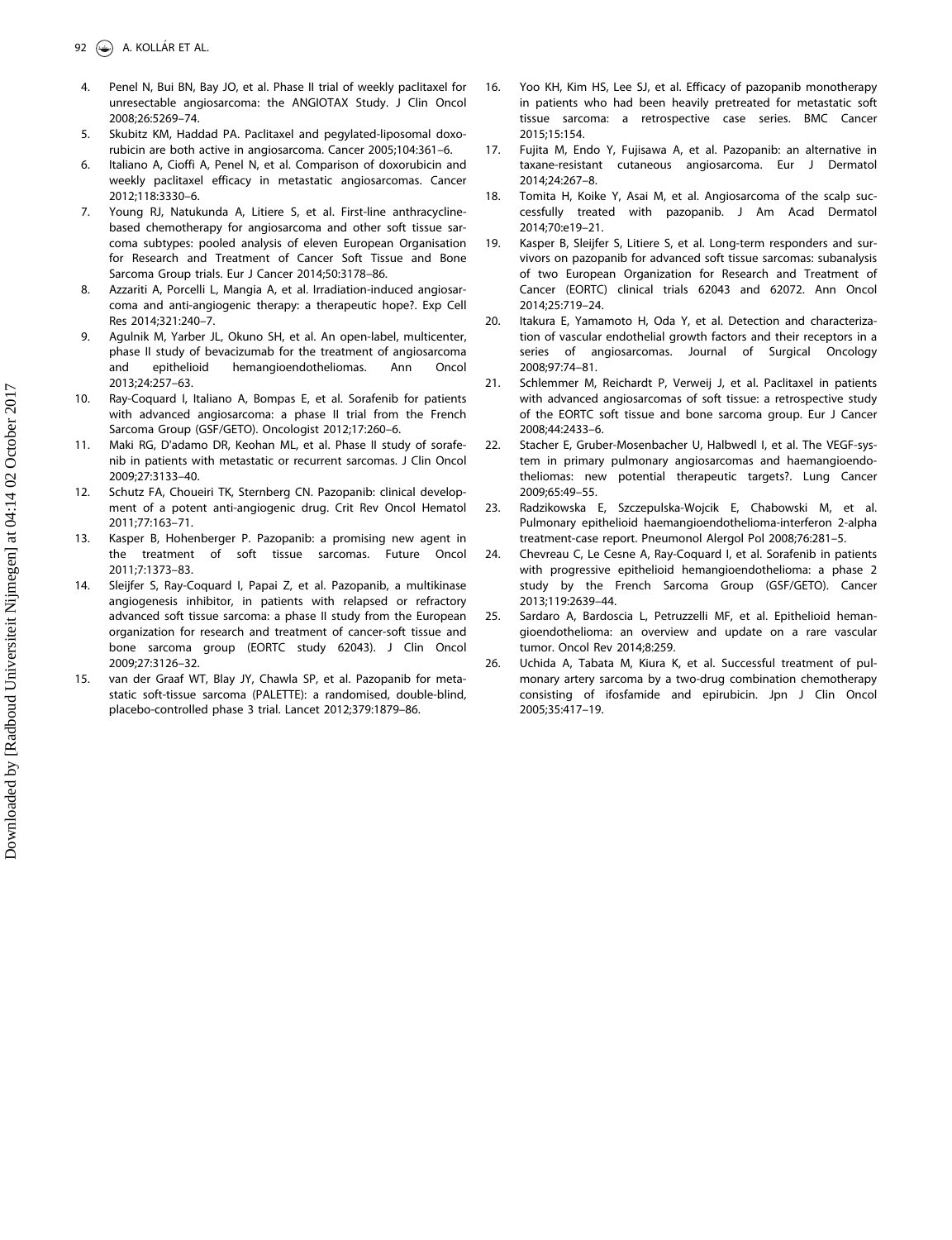4. Penel N, Bui BN, Bay JO, et al. Phase II trial of weekly paclitaxel for unresectable angiosarcoma: the ANGIOTAX Study. J Clin Oncol 2008;26:5269–74.
5. Skubitz KM, Haddad PA. Paclitaxel and pegylated-liposomal doxorubicin are both active in angiosarcoma. Cancer 2005;104:361–6.
6. Italiano A, Cioffi A, Penel N, et al. Comparison of doxorubicin and weekly paclitaxel efficacy in metastatic angiosarcomas. Cancer 2012;118:3330–6.
7. Young RJ, Natukunda A, Litiere S, et al. First-line anthracycline-based chemotherapy for angiosarcoma and other soft tissue sarcoma subtypes: pooled analysis of eleven European Organisation for Research and Treatment of Cancer Soft Tissue and Bone Sarcoma Group trials. Eur J Cancer 2014;50:3178–86.
8. Azzariti A, Porcelli L, Mangia A, et al. Irradiation-induced angiosarcoma and anti-angiogenic therapy: a therapeutic hope?. Exp Cell Res 2014;321:240–7.
9. Agulnik M, Yarber JL, Okuno SH, et al. An open-label, multicenter, phase II study of bevacizumab for the treatment of angiosarcoma and epithelioid hemangioendotheliomas. Ann Oncol 2013;24:257–63.
10. Ray-Coquard I, Italiano A, Bompas E, et al. Sorafenib for patients with advanced angiosarcoma: a phase II trial from the French Sarcoma Group (GSF/GETO). Oncologist 2012;17:260–6.
11. Maki RG, D'adamo DR, Keohan ML, et al. Phase II study of sorafenib in patients with metastatic or recurrent sarcomas. J Clin Oncol 2009;27:3133–40.
12. Schutz FA, Choueiri TK, Sternberg CN. Pazopanib: clinical development of a potent anti-angiogenic drug. Crit Rev Oncol Hematol 2011;77:163–71.
13. Kasper B, Hohenberger P. Pazopanib: a promising new agent in the treatment of soft tissue sarcomas. Future Oncol 2011;7:1373–83.
14. Sleijfer S, Ray-Coquard I, Papai Z, et al. Pazopanib, a multikinase angiogenesis inhibitor, in patients with relapsed or refractory advanced soft tissue sarcoma: a phase II study from the European organization for research and treatment of cancer-soft tissue and bone sarcoma group (EORTC study 62043). J Clin Oncol 2009;27:3126–32.
15. van der Graaf WT, Blay JY, Chawla SP, et al. Pazopanib for metastatic soft-tissue sarcoma (PALETTE): a randomised, double-blind, placebo-controlled phase 3 trial. Lancet 2012;379:1879–86.
16. Yoo KH, Kim HS, Lee SJ, et al. Efficacy of pazopanib monotherapy in patients who had been heavily pretreated for metastatic soft tissue sarcoma: a retrospective case series. BMC Cancer 2015;15:154.
17. Fujita M, Endo Y, Fujisawa A, et al. Pazopanib: an alternative in taxane-resistant cutaneous angiosarcoma. Eur J Dermatol 2014;24:267–8.
18. Tomita H, Koike Y, Asai M, et al. Angiosarcoma of the scalp successfully treated with pazopanib. J Am Acad Dermatol 2014;70:e19–21.
19. Kasper B, Sleijfer S, Litiere S, et al. Long-term responders and survivors on pazopanib for advanced soft tissue sarcomas: subanalysis of two European Organization for Research and Treatment of Cancer (EORTC) clinical trials 62043 and 62072. Ann Oncol 2014;25:719–24.
20. Itakura E, Yamamoto H, Oda Y, et al. Detection and characterization of vascular endothelial growth factors and their receptors in a series of angiosarcomas. Journal of Surgical Oncology 2008;97:74–81.
21. Schlemmer M, Reichardt P, Verweij J, et al. Paclitaxel in patients with advanced angiosarcomas of soft tissue: a retrospective study of the EORTC soft tissue and bone sarcoma group. Eur J Cancer 2008;44:2433–6.
22. Stacher E, Gruber-Mosenbacher U, Halbwedl I, et al. The VEGF-system in primary pulmonary angiosarcomas and haemangioendotheliomas: new potential therapeutic targets?. Lung Cancer 2009;65:49–55.
23. Radzikowska E, Szczepulska-Wojcik E, Chabowski M, et al. Pulmonary epithelioid haemangioendothelioma-interferon 2-alpha treatment-case report. Pneumonol Alergol Pol 2008;76:281–5.
24. Chevreau C, Le Cesne A, Ray-Coquard I, et al. Sorafenib in patients with progressive epithelioid hemangioendothelioma: a phase 2 study by the French Sarcoma Group (GSF/GETO). Cancer 2013;119:2639–44.
25. Sardaro A, Bardoscia L, Petruzzelli MF, et al. Epithelioid hemangioendothelioma: an overview and update on a rare vascular tumor. Oncol Rev 2014;8:259.
26. Uchida A, Tabata M, Kiura K, et al. Successful treatment of pulmonary artery sarcoma by a two-drug combination chemotherapy consisting of ifosfamide and epirubicin. Jpn J Clin Oncol 2005;35:417–19.